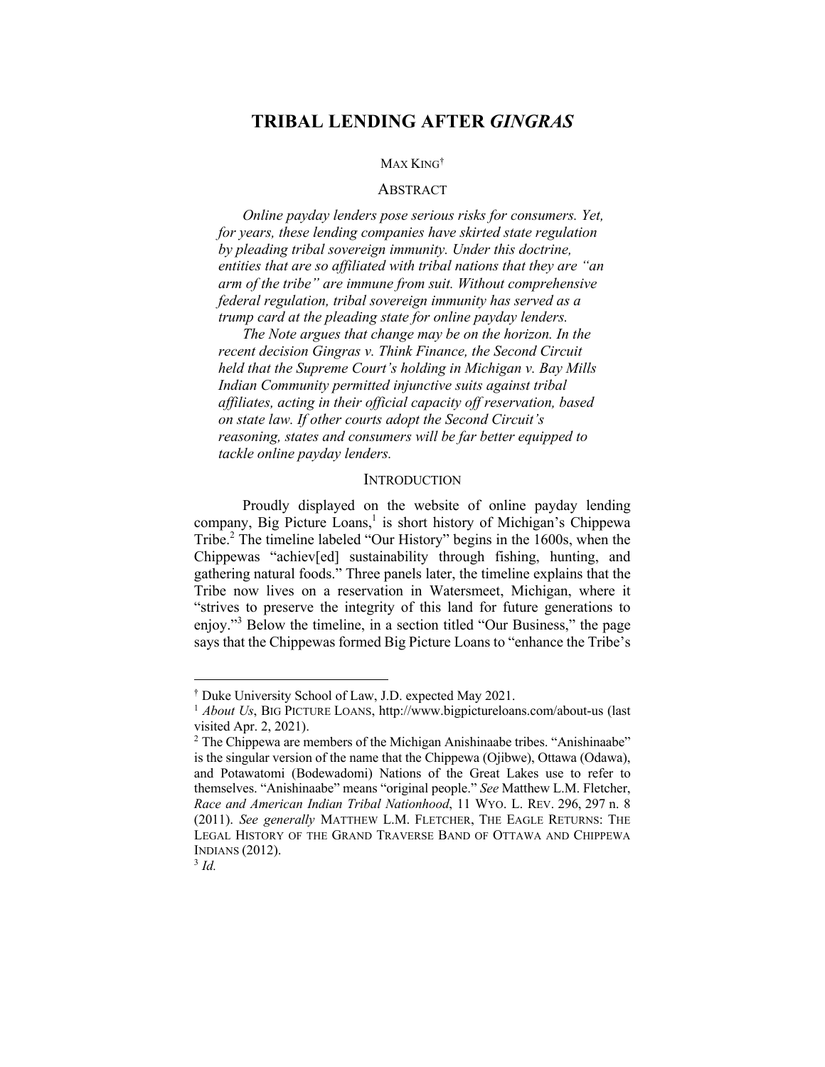# TRIBAL LENDING AFTER *GINGRAS*

MAX KING†

## ABSTRACT

*Online payday lenders pose serious risks for consumers. Yet, for years, these lending companies have skirted state regulation by pleading tribal sovereign immunity. Under this doctrine, entities that are so affiliated with tribal nations that they are "an arm of the tribe" are immune from suit. Without comprehensive federal regulation, tribal sovereign immunity has served as a trump card at the pleading state for online payday lenders.*

*The Note argues that change may be on the horizon. In the recent decision Gingras v. Think Finance, the Second Circuit held that the Supreme Court's holding in Michigan v. Bay Mills Indian Community permitted injunctive suits against tribal affiliates, acting in their official capacity off reservation, based on state law. If other courts adopt the Second Circuit's reasoning, states and consumers will be far better equipped to tackle online payday lenders.*

## INTRODUCTION

Proudly displayed on the website of online payday lending company, Big Picture Loans,[1] is short history of Michigan's Chippewa Tribe.[2] The timeline labeled "Our History" begins in the 1600s, when the Chippewas "achiev[ed] sustainability through fishing, hunting, and gathering natural foods." Three panels later, the timeline explains that the Tribe now lives on a reservation in Watersmeet, Michigan, where it "strives to preserve the integrity of this land for future generations to enjoy."[3] Below the timeline, in a section titled "Our Business," the page says that the Chippewas formed Big Picture Loans to "enhance the Tribe's

---

† Duke University School of Law, J.D. expected May 2021.

[1] *About Us*, BIG PICTURE LOANS, http://www.bigpictureloans.com/about-us (last visited Apr. 2, 2021).

[2] The Chippewa are members of the Michigan Anishinaabe tribes. "Anishinaabe" is the singular version of the name that the Chippewa (Ojibwe), Ottawa (Odawa), and Potawatomi (Bodewadomi) Nations of the Great Lakes use to refer to themselves. "Anishinaabe" means "original people." *See* Matthew L.M. Fletcher, *Race and American Indian Tribal Nationhood*, 11 WYO. L. REV. 296, 297 n. 8 (2011). *See generally* MATTHEW L.M. FLETCHER, THE EAGLE RETURNS: THE LEGAL HISTORY OF THE GRAND TRAVERSE BAND OF OTTAWA AND CHIPPEWA INDIANS (2012).

[3] *Id.*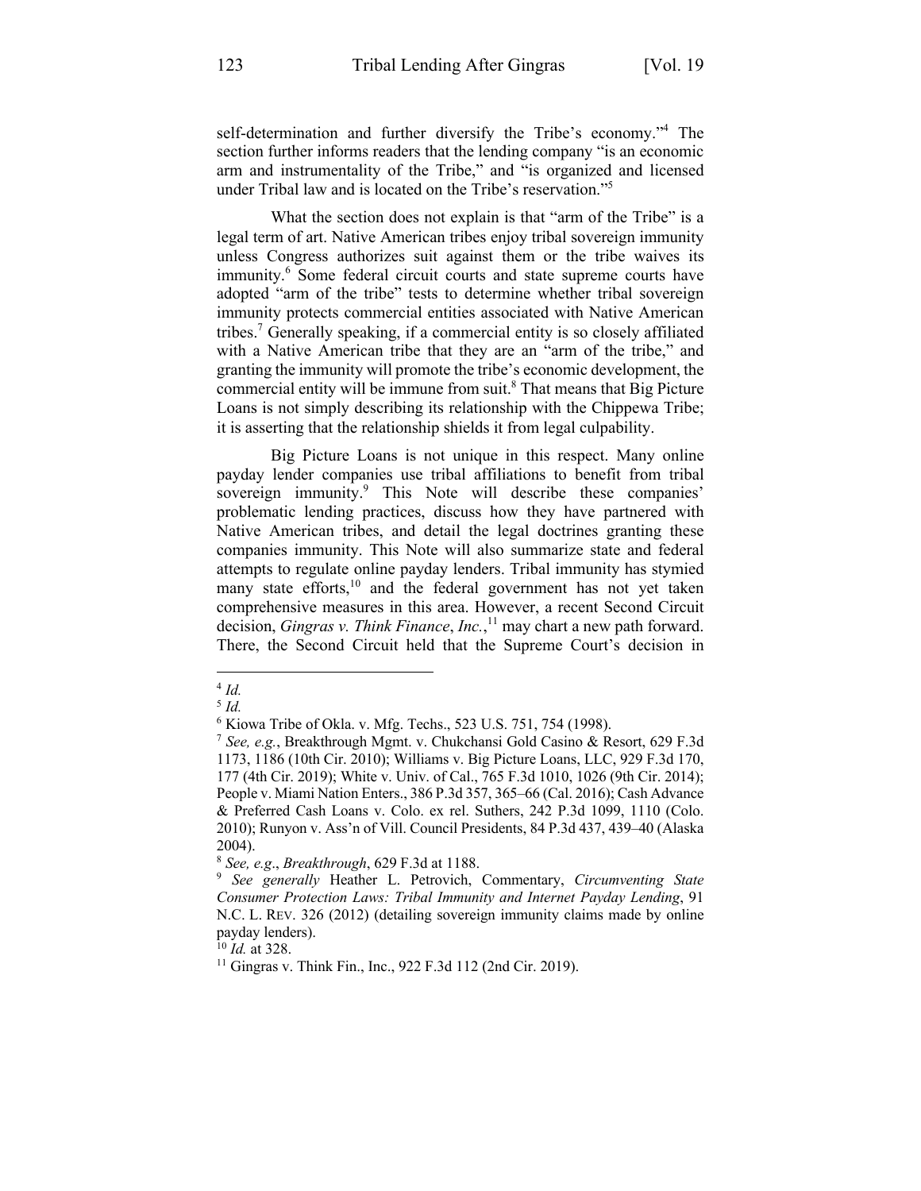self-determination and further diversify the Tribe's economy."[4] The section further informs readers that the lending company "is an economic arm and instrumentality of the Tribe," and "is organized and licensed under Tribal law and is located on the Tribe's reservation."[5]

What the section does not explain is that "arm of the Tribe" is a legal term of art. Native American tribes enjoy tribal sovereign immunity unless Congress authorizes suit against them or the tribe waives its immunity.[6] Some federal circuit courts and state supreme courts have adopted "arm of the tribe" tests to determine whether tribal sovereign immunity protects commercial entities associated with Native American tribes.[7] Generally speaking, if a commercial entity is so closely affiliated with a Native American tribe that they are an "arm of the tribe," and granting the immunity will promote the tribe's economic development, the commercial entity will be immune from suit.[8] That means that Big Picture Loans is not simply describing its relationship with the Chippewa Tribe; it is asserting that the relationship shields it from legal culpability.

Big Picture Loans is not unique in this respect. Many online payday lender companies use tribal affiliations to benefit from tribal sovereign immunity.[9] This Note will describe these companies' problematic lending practices, discuss how they have partnered with Native American tribes, and detail the legal doctrines granting these companies immunity. This Note will also summarize state and federal attempts to regulate online payday lenders. Tribal immunity has stymied many state efforts,[10] and the federal government has not yet taken comprehensive measures in this area. However, a recent Second Circuit decision, *Gingras v. Think Finance*, *Inc.*,[11] may chart a new path forward. There, the Second Circuit held that the Supreme Court's decision in

---

[4] *Id.*

[5] *Id.*

[6] Kiowa Tribe of Okla. v. Mfg. Techs., 523 U.S. 751, 754 (1998).

[7] *See, e.g.*, Breakthrough Mgmt. v. Chukchansi Gold Casino & Resort, 629 F.3d 1173, 1186 (10th Cir. 2010); Williams v. Big Picture Loans, LLC, 929 F.3d 170, 177 (4th Cir. 2019); White v. Univ. of Cal., 765 F.3d 1010, 1026 (9th Cir. 2014); People v. Miami Nation Enters., 386 P.3d 357, 365–66 (Cal. 2016); Cash Advance & Preferred Cash Loans v. Colo. ex rel. Suthers, 242 P.3d 1099, 1110 (Colo. 2010); Runyon v. Ass'n of Vill. Council Presidents, 84 P.3d 437, 439–40 (Alaska 2004).

[8] *See, e.g*., *Breakthrough*, 629 F.3d at 1188.

[9] *See generally* Heather L. Petrovich, Commentary, *Circumventing State Consumer Protection Laws: Tribal Immunity and Internet Payday Lending*, 91 N.C. L. REV. 326 (2012) (detailing sovereign immunity claims made by online payday lenders).

[10] *Id.* at 328.

[11] Gingras v. Think Fin., Inc., 922 F.3d 112 (2nd Cir. 2019).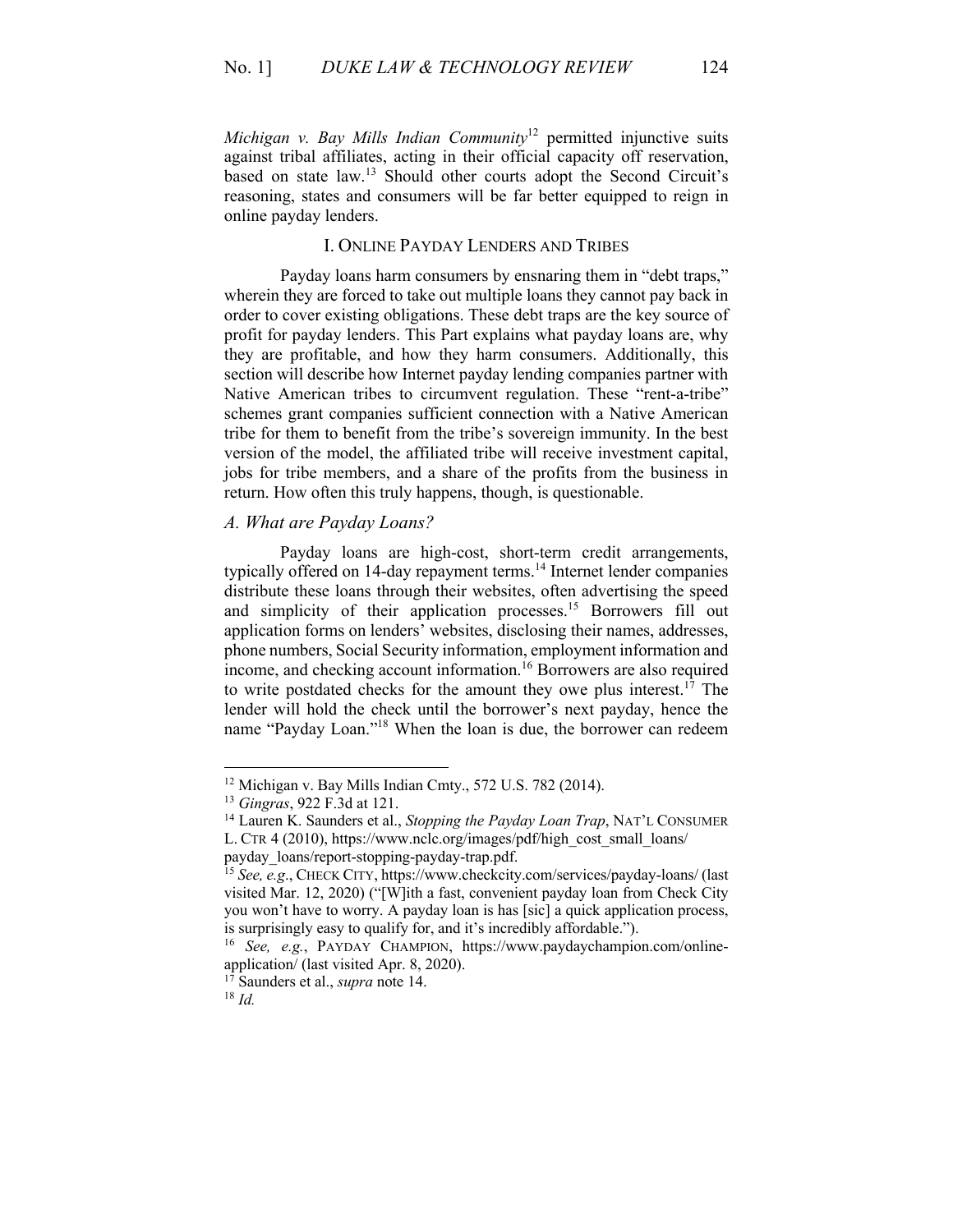*Michigan v. Bay Mills Indian Community*[12] permitted injunctive suits against tribal affiliates, acting in their official capacity off reservation, based on state law.[13] Should other courts adopt the Second Circuit's reasoning, states and consumers will be far better equipped to reign in online payday lenders.

## I. ONLINE PAYDAY LENDERS AND TRIBES

Payday loans harm consumers by ensnaring them in "debt traps," wherein they are forced to take out multiple loans they cannot pay back in order to cover existing obligations. These debt traps are the key source of profit for payday lenders. This Part explains what payday loans are, why they are profitable, and how they harm consumers. Additionally, this section will describe how Internet payday lending companies partner with Native American tribes to circumvent regulation. These "rent-a-tribe" schemes grant companies sufficient connection with a Native American tribe for them to benefit from the tribe's sovereign immunity. In the best version of the model, the affiliated tribe will receive investment capital, jobs for tribe members, and a share of the profits from the business in return. How often this truly happens, though, is questionable.

### *A. What are Payday Loans?*

Payday loans are high-cost, short-term credit arrangements, typically offered on 14-day repayment terms.[14] Internet lender companies distribute these loans through their websites, often advertising the speed and simplicity of their application processes.[15] Borrowers fill out application forms on lenders' websites, disclosing their names, addresses, phone numbers, Social Security information, employment information and income, and checking account information.[16] Borrowers are also required to write postdated checks for the amount they owe plus interest.[17] The lender will hold the check until the borrower's next payday, hence the name "Payday Loan."[18] When the loan is due, the borrower can redeem

---

[12] Michigan v. Bay Mills Indian Cmty., 572 U.S. 782 (2014).

[13] *Gingras*, 922 F.3d at 121.

[14] Lauren K. Saunders et al., *Stopping the Payday Loan Trap*, NAT'L CONSUMER L. CTR 4 (2010), https://www.nclc.org/images/pdf/high_cost_small_loans/payday_loans/report-stopping-payday-trap.pdf.

[15] *See, e.g*., CHECK CITY, https://www.checkcity.com/services/payday-loans/ (last visited Mar. 12, 2020) ("[W]ith a fast, convenient payday loan from Check City you won't have to worry. A payday loan is has [sic] a quick application process, is surprisingly easy to qualify for, and it's incredibly affordable.").

[16] *See, e.g.*, PAYDAY CHAMPION, https://www.paydaychampion.com/online-application/ (last visited Apr. 8, 2020).

[17] Saunders et al., *supra* note 14.

[18] *Id.*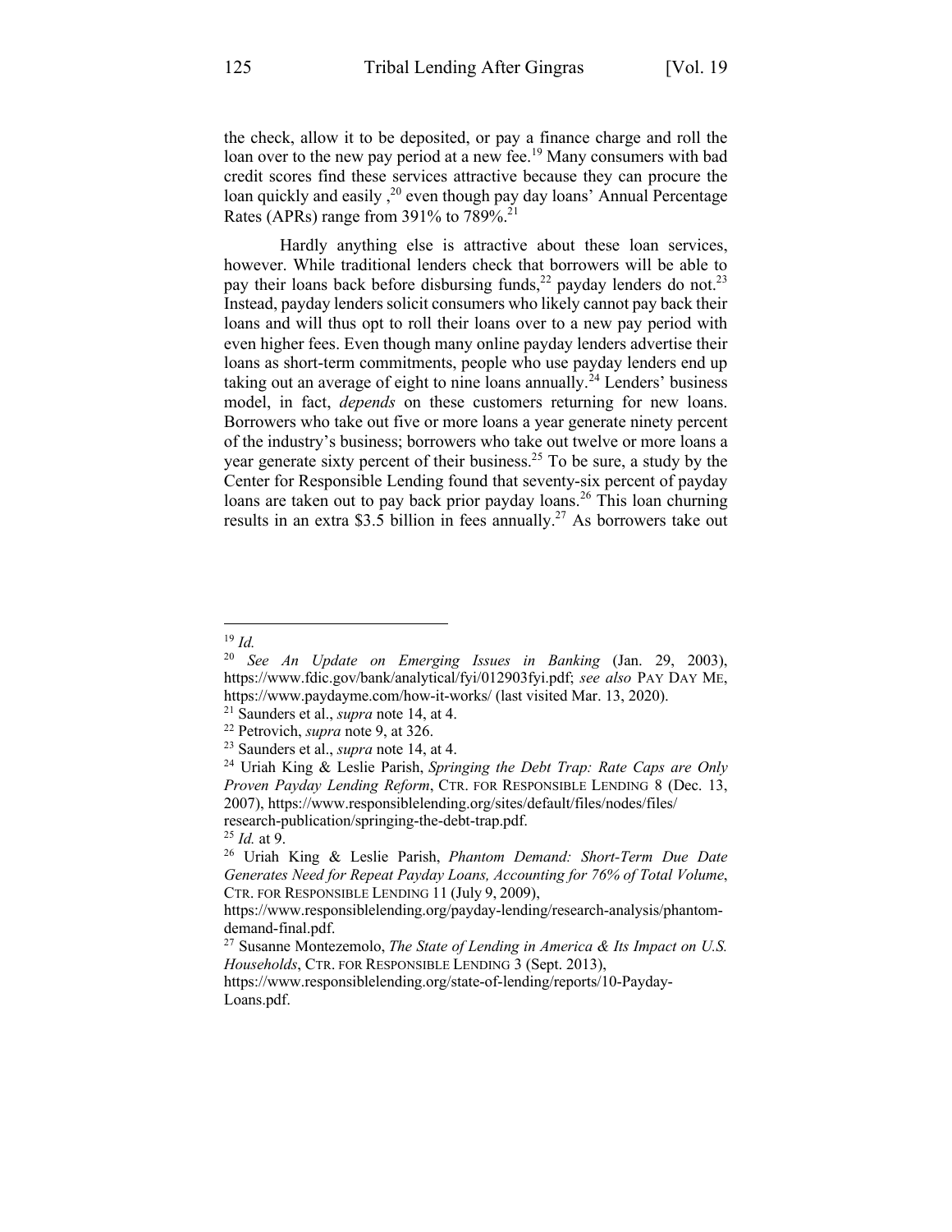the check, allow it to be deposited, or pay a finance charge and roll the loan over to the new pay period at a new fee.[19] Many consumers with bad credit scores find these services attractive because they can procure the loan quickly and easily ,[20] even though pay day loans' Annual Percentage Rates (APRs) range from 391% to 789%.[21]

Hardly anything else is attractive about these loan services, however. While traditional lenders check that borrowers will be able to pay their loans back before disbursing funds,[22] payday lenders do not.[23] Instead, payday lenders solicit consumers who likely cannot pay back their loans and will thus opt to roll their loans over to a new pay period with even higher fees. Even though many online payday lenders advertise their loans as short-term commitments, people who use payday lenders end up taking out an average of eight to nine loans annually.[24] Lenders' business model, in fact, *depends* on these customers returning for new loans. Borrowers who take out five or more loans a year generate ninety percent of the industry's business; borrowers who take out twelve or more loans a year generate sixty percent of their business.[25] To be sure, a study by the Center for Responsible Lending found that seventy-six percent of payday loans are taken out to pay back prior payday loans.[26] This loan churning results in an extra $3.5 billion in fees annually.[27] As borrowers take out

---

[19] *Id.*

[20] *See An Update on Emerging Issues in Banking* (Jan. 29, 2003), https://www.fdic.gov/bank/analytical/fyi/012903fyi.pdf; *see also* PAY DAY ME, https://www.paydayme.com/how-it-works/ (last visited Mar. 13, 2020).

[21] Saunders et al., *supra* note 14, at 4.

[22] Petrovich, *supra* note 9, at 326.

[23] Saunders et al., *supra* note 14, at 4.

[24] Uriah King & Leslie Parish, *Springing the Debt Trap: Rate Caps are Only Proven Payday Lending Reform*, CTR. FOR RESPONSIBLE LENDING 8 (Dec. 13, 2007), https://www.responsiblelending.org/sites/default/files/nodes/files/research-publication/springing-the-debt-trap.pdf.

[25] *Id.* at 9.

[26] Uriah King & Leslie Parish, *Phantom Demand: Short-Term Due Date Generates Need for Repeat Payday Loans, Accounting for 76% of Total Volume*, CTR. FOR RESPONSIBLE LENDING 11 (July 9, 2009), https://www.responsiblelending.org/payday-lending/research-analysis/phantom-demand-final.pdf.

[27] Susanne Montezemolo, *The State of Lending in America & Its Impact on U.S. Households*, CTR. FOR RESPONSIBLE LENDING 3 (Sept. 2013), https://www.responsiblelending.org/state-of-lending/reports/10-Payday-Loans.pdf.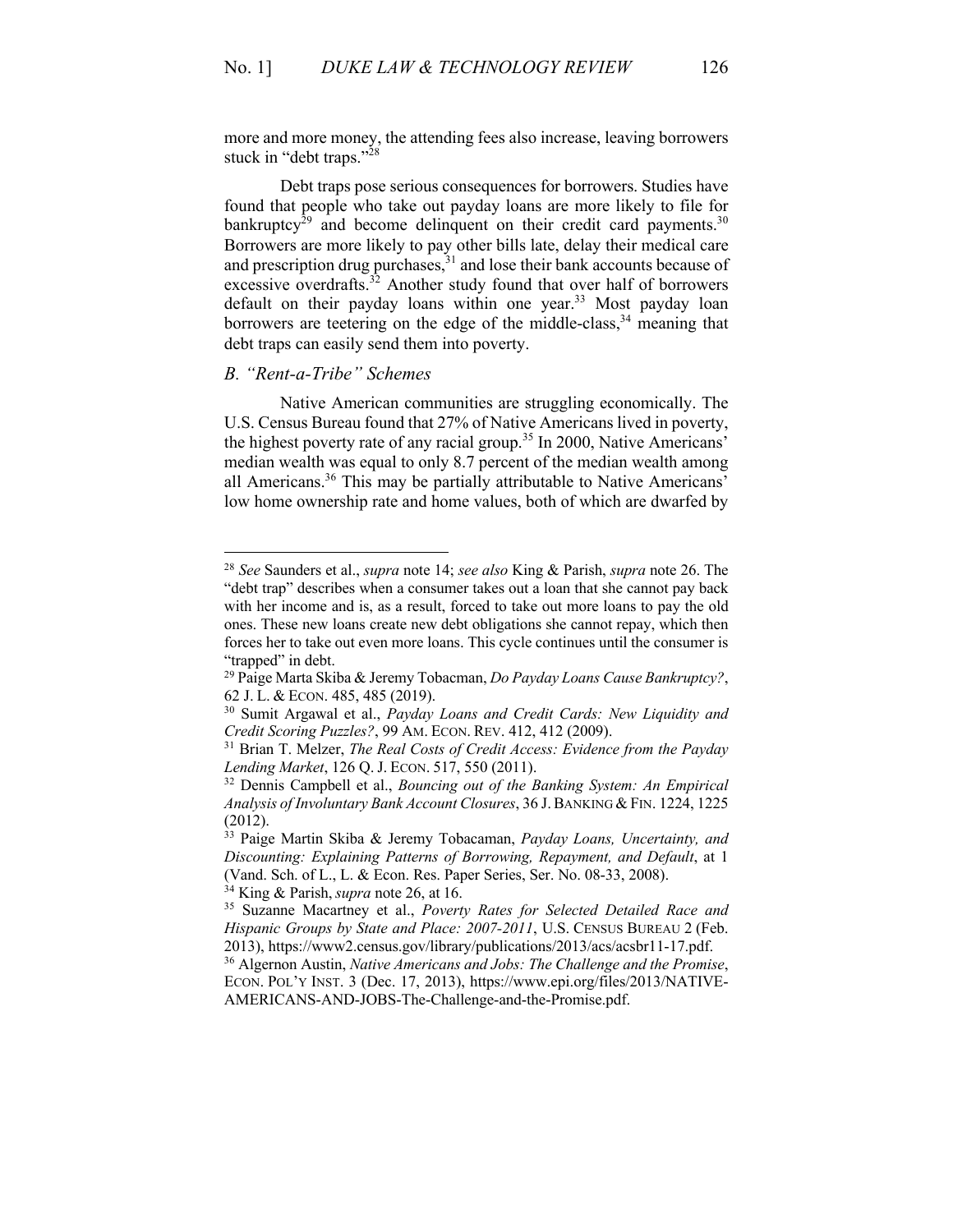more and more money, the attending fees also increase, leaving borrowers stuck in "debt traps."[28]

Debt traps pose serious consequences for borrowers. Studies have found that people who take out payday loans are more likely to file for bankruptcy[29] and become delinquent on their credit card payments.[30] Borrowers are more likely to pay other bills late, delay their medical care and prescription drug purchases,[31] and lose their bank accounts because of excessive overdrafts.[32] Another study found that over half of borrowers default on their payday loans within one year.[33] Most payday loan borrowers are teetering on the edge of the middle-class,[34] meaning that debt traps can easily send them into poverty.

### *B. "Rent-a-Tribe" Schemes*

Native American communities are struggling economically. The U.S. Census Bureau found that 27% of Native Americans lived in poverty, the highest poverty rate of any racial group.[35] In 2000, Native Americans' median wealth was equal to only 8.7 percent of the median wealth among all Americans.[36] This may be partially attributable to Native Americans' low home ownership rate and home values, both of which are dwarfed by

---

[28] *See* Saunders et al., *supra* note 14; *see also* King & Parish, *supra* note 26. The "debt trap" describes when a consumer takes out a loan that she cannot pay back with her income and is, as a result, forced to take out more loans to pay the old ones. These new loans create new debt obligations she cannot repay, which then forces her to take out even more loans. This cycle continues until the consumer is "trapped" in debt.

[29] Paige Marta Skiba & Jeremy Tobacman, *Do Payday Loans Cause Bankruptcy?*, 62 J. L. & ECON. 485, 485 (2019).

[30] Sumit Argawal et al., *Payday Loans and Credit Cards: New Liquidity and Credit Scoring Puzzles?*, 99 AM. ECON. REV. 412, 412 (2009).

[31] Brian T. Melzer, *The Real Costs of Credit Access: Evidence from the Payday Lending Market*, 126 Q. J. ECON. 517, 550 (2011).

[32] Dennis Campbell et al., *Bouncing out of the Banking System: An Empirical Analysis of Involuntary Bank Account Closures*, 36 J. BANKING & FIN. 1224, 1225 (2012).

[33] Paige Martin Skiba & Jeremy Tobacaman, *Payday Loans, Uncertainty, and Discounting: Explaining Patterns of Borrowing, Repayment, and Default*, at 1 (Vand. Sch. of L., L. & Econ. Res. Paper Series, Ser. No. 08-33, 2008).

[34] King & Parish, *supra* note 26, at 16.

[35] Suzanne Macartney et al., *Poverty Rates for Selected Detailed Race and Hispanic Groups by State and Place: 2007-2011*, U.S. CENSUS BUREAU 2 (Feb. 2013), https://www2.census.gov/library/publications/2013/acs/acsbr11-17.pdf.

[36] Algernon Austin, *Native Americans and Jobs: The Challenge and the Promise*, ECON. POL'Y INST. 3 (Dec. 17, 2013), https://www.epi.org/files/2013/NATIVE-AMERICANS-AND-JOBS-The-Challenge-and-the-Promise.pdf.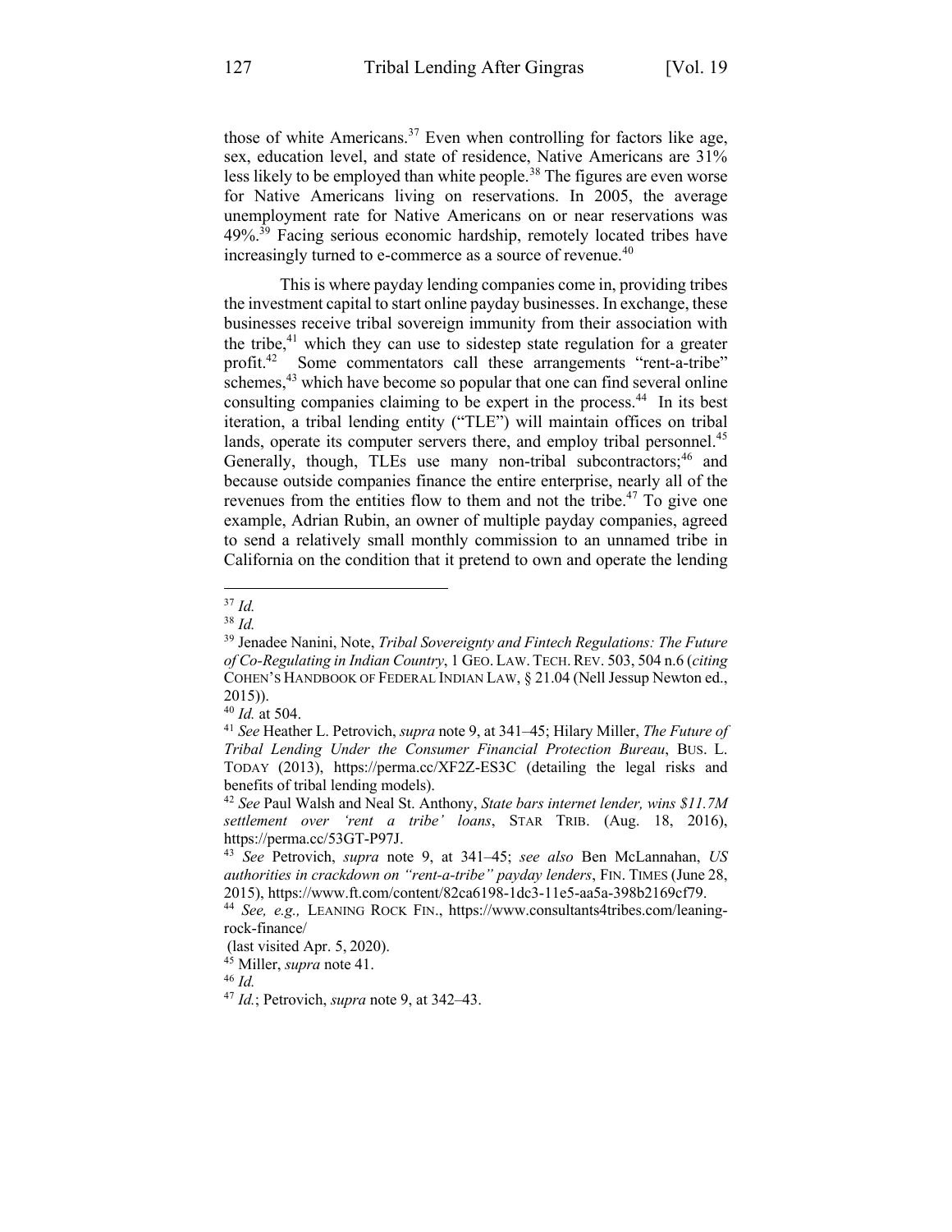those of white Americans.[37] Even when controlling for factors like age, sex, education level, and state of residence, Native Americans are 31% less likely to be employed than white people.[38] The figures are even worse for Native Americans living on reservations. In 2005, the average unemployment rate for Native Americans on or near reservations was 49%.[39] Facing serious economic hardship, remotely located tribes have increasingly turned to e-commerce as a source of revenue.[40]

This is where payday lending companies come in, providing tribes the investment capital to start online payday businesses. In exchange, these businesses receive tribal sovereign immunity from their association with the tribe,[41] which they can use to sidestep state regulation for a greater profit.[42] Some commentators call these arrangements "rent-a-tribe" schemes,[43] which have become so popular that one can find several online consulting companies claiming to be expert in the process.[44] In its best iteration, a tribal lending entity ("TLE") will maintain offices on tribal lands, operate its computer servers there, and employ tribal personnel.[45] Generally, though, TLEs use many non-tribal subcontractors;[46] and because outside companies finance the entire enterprise, nearly all of the revenues from the entities flow to them and not the tribe.[47] To give one example, Adrian Rubin, an owner of multiple payday companies, agreed to send a relatively small monthly commission to an unnamed tribe in California on the condition that it pretend to own and operate the lending

---

[37] *Id.*

[38] *Id.*

[39] Jenadee Nanini, Note, *Tribal Sovereignty and Fintech Regulations: The Future of Co-Regulating in Indian Country*, 1 GEO. LAW. TECH. REV. 503, 504 n.6 (*citing* COHEN'S HANDBOOK OF FEDERAL INDIAN LAW, § 21.04 (Nell Jessup Newton ed., 2015)).

[40] *Id.* at 504.

[41] *See* Heather L. Petrovich, *supra* note 9, at 341–45; Hilary Miller, *The Future of Tribal Lending Under the Consumer Financial Protection Bureau*, BUS. L. TODAY (2013), https://perma.cc/XF2Z-ES3C (detailing the legal risks and benefits of tribal lending models).

[42] *See* Paul Walsh and Neal St. Anthony, *State bars internet lender, wins $11.7M settlement over 'rent a tribe' loans*, STAR TRIB. (Aug. 18, 2016), https://perma.cc/53GT-P97J.

[43] *See* Petrovich, *supra* note 9, at 341–45; *see also* Ben McLannahan, *US authorities in crackdown on "rent-a-tribe" payday lenders*, FIN. TIMES (June 28, 2015), https://www.ft.com/content/82ca6198-1dc3-11e5-aa5a-398b2169cf79.

[44] *See, e.g.,* LEANING ROCK FIN., https://www.consultants4tribes.com/leaning-rock-finance/ (last visited Apr. 5, 2020).

[45] Miller, *supra* note 41.

[46] *Id.*

[47] *Id.*; Petrovich, *supra* note 9, at 342–43.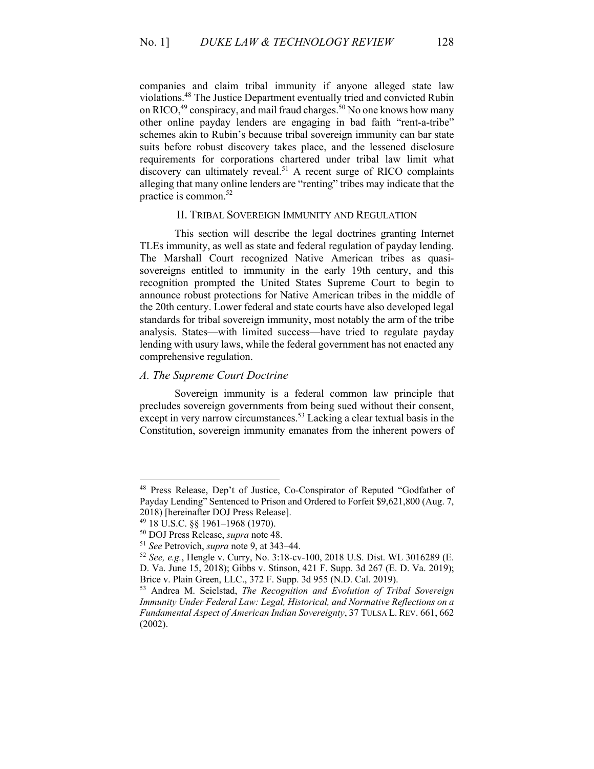companies and claim tribal immunity if anyone alleged state law violations.[48] The Justice Department eventually tried and convicted Rubin on RICO,[49] conspiracy, and mail fraud charges.[50] No one knows how many other online payday lenders are engaging in bad faith "rent-a-tribe" schemes akin to Rubin's because tribal sovereign immunity can bar state suits before robust discovery takes place, and the lessened disclosure requirements for corporations chartered under tribal law limit what discovery can ultimately reveal.[51] A recent surge of RICO complaints alleging that many online lenders are "renting" tribes may indicate that the practice is common.[52]

## II. TRIBAL SOVEREIGN IMMUNITY AND REGULATION

This section will describe the legal doctrines granting Internet TLEs immunity, as well as state and federal regulation of payday lending. The Marshall Court recognized Native American tribes as quasi-sovereigns entitled to immunity in the early 19th century, and this recognition prompted the United States Supreme Court to begin to announce robust protections for Native American tribes in the middle of the 20th century. Lower federal and state courts have also developed legal standards for tribal sovereign immunity, most notably the arm of the tribe analysis. States—with limited success—have tried to regulate payday lending with usury laws, while the federal government has not enacted any comprehensive regulation.

### *A. The Supreme Court Doctrine*

Sovereign immunity is a federal common law principle that precludes sovereign governments from being sued without their consent, except in very narrow circumstances.[53] Lacking a clear textual basis in the Constitution, sovereign immunity emanates from the inherent powers of

---

[48] Press Release, Dep't of Justice, Co-Conspirator of Reputed "Godfather of Payday Lending" Sentenced to Prison and Ordered to Forfeit $9,621,800 (Aug. 7, 2018) [hereinafter DOJ Press Release].

[49] 18 U.S.C. §§ 1961–1968 (1970).

[50] DOJ Press Release, *supra* note 48.

[51] *See* Petrovich, *supra* note 9, at 343–44.

[52] *See, e.g.*, Hengle v. Curry, No. 3:18-cv-100, 2018 U.S. Dist. WL 3016289 (E. D. Va. June 15, 2018); Gibbs v. Stinson, 421 F. Supp. 3d 267 (E. D. Va. 2019); Brice v. Plain Green, LLC., 372 F. Supp. 3d 955 (N.D. Cal. 2019).

[53] Andrea M. Seielstad, *The Recognition and Evolution of Tribal Sovereign Immunity Under Federal Law: Legal, Historical, and Normative Reflections on a Fundamental Aspect of American Indian Sovereignty*, 37 TULSA L. REV. 661, 662 (2002).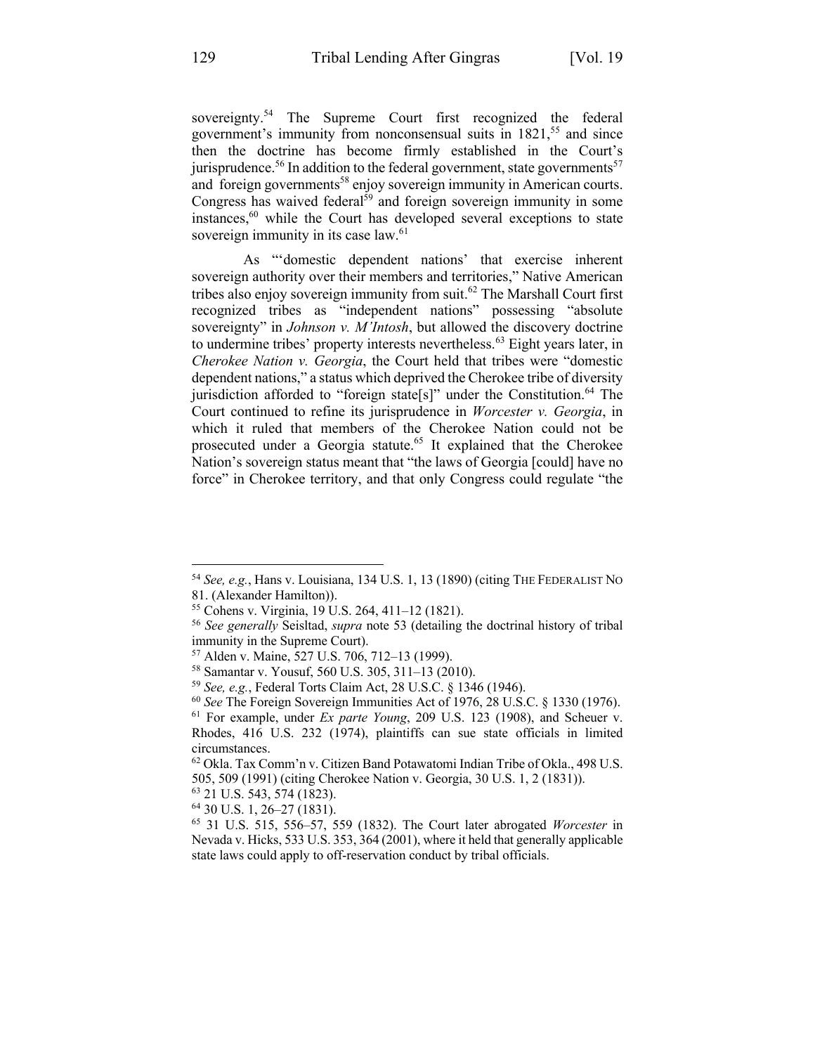sovereignty.[54] The Supreme Court first recognized the federal government's immunity from nonconsensual suits in 1821,[55] and since then the doctrine has become firmly established in the Court's jurisprudence.[56] In addition to the federal government, state governments[57] and foreign governments[58] enjoy sovereign immunity in American courts. Congress has waived federal[59] and foreign sovereign immunity in some instances,[60] while the Court has developed several exceptions to state sovereign immunity in its case law.[61]

As "'domestic dependent nations' that exercise inherent sovereign authority over their members and territories," Native American tribes also enjoy sovereign immunity from suit.[62] The Marshall Court first recognized tribes as "independent nations" possessing "absolute sovereignty" in *Johnson v. M'Intosh*, but allowed the discovery doctrine to undermine tribes' property interests nevertheless.[63] Eight years later, in *Cherokee Nation v. Georgia*, the Court held that tribes were "domestic dependent nations," a status which deprived the Cherokee tribe of diversity jurisdiction afforded to "foreign state[s]" under the Constitution.[64] The Court continued to refine its jurisprudence in *Worcester v. Georgia*, in which it ruled that members of the Cherokee Nation could not be prosecuted under a Georgia statute.[65] It explained that the Cherokee Nation's sovereign status meant that "the laws of Georgia [could] have no force" in Cherokee territory, and that only Congress could regulate "the

---

[54] *See, e.g.*, Hans v. Louisiana, 134 U.S. 1, 13 (1890) (citing THE FEDERALIST NO 81. (Alexander Hamilton)).

[55] Cohens v. Virginia, 19 U.S. 264, 411–12 (1821).

[56] *See generally* Seisltad, *supra* note 53 (detailing the doctrinal history of tribal immunity in the Supreme Court).

[57] Alden v. Maine, 527 U.S. 706, 712–13 (1999).

[58] Samantar v. Yousuf, 560 U.S. 305, 311–13 (2010).

[59] *See, e.g.*, Federal Torts Claim Act, 28 U.S.C. § 1346 (1946).

[60] *See* The Foreign Sovereign Immunities Act of 1976, 28 U.S.C. § 1330 (1976).

[61] For example, under *Ex parte Young*, 209 U.S. 123 (1908), and Scheuer v. Rhodes, 416 U.S. 232 (1974), plaintiffs can sue state officials in limited circumstances.

[62] Okla. Tax Comm'n v. Citizen Band Potawatomi Indian Tribe of Okla., 498 U.S. 505, 509 (1991) (citing Cherokee Nation v. Georgia, 30 U.S. 1, 2 (1831)).

[63] 21 U.S. 543, 574 (1823).

[64] 30 U.S. 1, 26–27 (1831).

[65] 31 U.S. 515, 556–57, 559 (1832). The Court later abrogated *Worcester* in Nevada v. Hicks, 533 U.S. 353, 364 (2001), where it held that generally applicable state laws could apply to off-reservation conduct by tribal officials.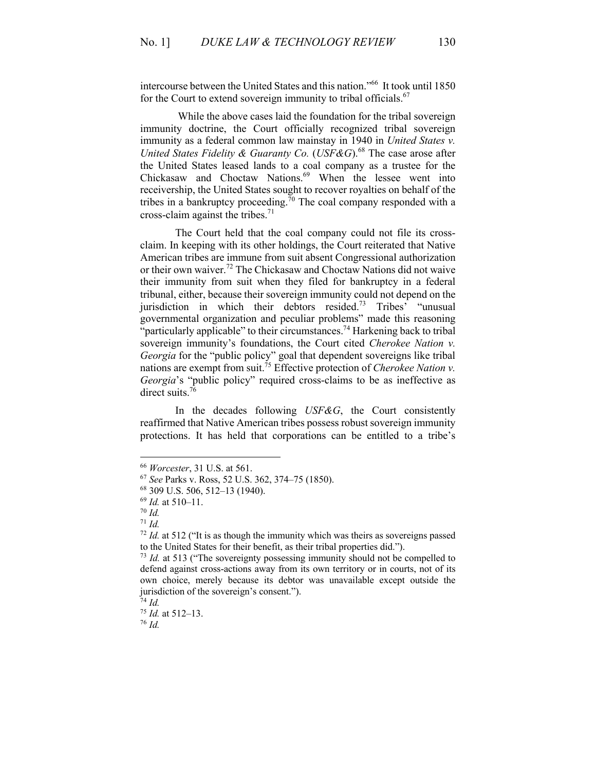intercourse between the United States and this nation."[66] It took until 1850 for the Court to extend sovereign immunity to tribal officials.[67]

While the above cases laid the foundation for the tribal sovereign immunity doctrine, the Court officially recognized tribal sovereign immunity as a federal common law mainstay in 1940 in *United States v. United States Fidelity & Guaranty Co.* (*USF&G*).[68] The case arose after the United States leased lands to a coal company as a trustee for the Chickasaw and Choctaw Nations.[69] When the lessee went into receivership, the United States sought to recover royalties on behalf of the tribes in a bankruptcy proceeding.[70] The coal company responded with a cross-claim against the tribes.[71]

The Court held that the coal company could not file its cross-claim. In keeping with its other holdings, the Court reiterated that Native American tribes are immune from suit absent Congressional authorization or their own waiver.[72] The Chickasaw and Choctaw Nations did not waive their immunity from suit when they filed for bankruptcy in a federal tribunal, either, because their sovereign immunity could not depend on the jurisdiction in which their debtors resided.[73] Tribes' "unusual governmental organization and peculiar problems" made this reasoning "particularly applicable" to their circumstances.[74] Harkening back to tribal sovereign immunity's foundations, the Court cited *Cherokee Nation v. Georgia* for the "public policy" goal that dependent sovereigns like tribal nations are exempt from suit.[75] Effective protection of *Cherokee Nation v. Georgia*'s "public policy" required cross-claims to be as ineffective as direct suits.[76]

In the decades following *USF&G*, the Court consistently reaffirmed that Native American tribes possess robust sovereign immunity protections. It has held that corporations can be entitled to a tribe's

---

[66] *Worcester*, 31 U.S. at 561.

[67] *See* Parks v. Ross, 52 U.S. 362, 374–75 (1850).

[68] 309 U.S. 506, 512–13 (1940).

[69] *Id.* at 510–11.

[70] *Id.*

[71] *Id.*

[72] *Id.* at 512 ("It is as though the immunity which was theirs as sovereigns passed to the United States for their benefit, as their tribal properties did.").

[73] *Id.* at 513 ("The sovereignty possessing immunity should not be compelled to defend against cross-actions away from its own territory or in courts, not of its own choice, merely because its debtor was unavailable except outside the jurisdiction of the sovereign's consent.").

[74] *Id.*

[75] *Id.* at 512–13.

[76] *Id.*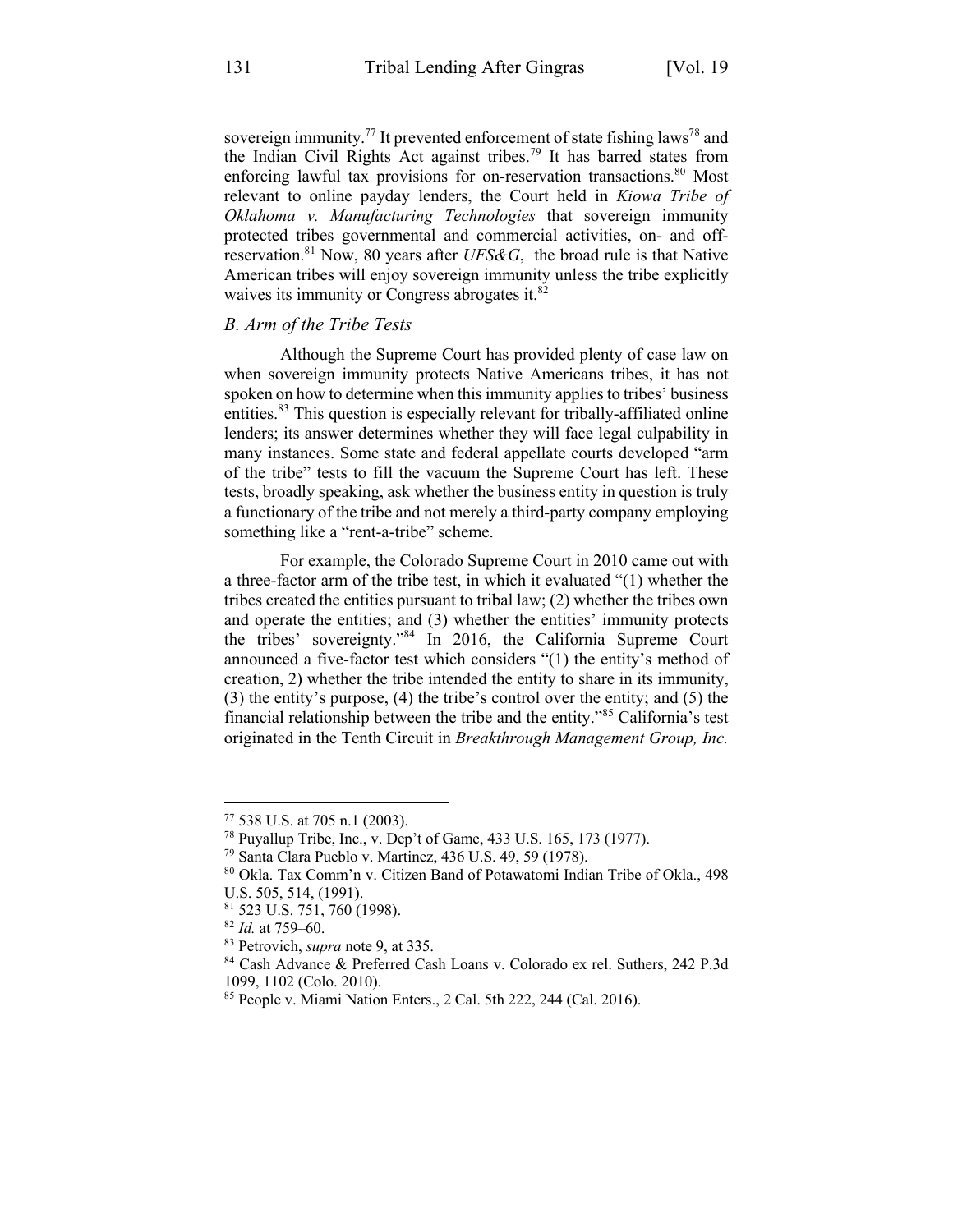sovereign immunity.[77] It prevented enforcement of state fishing laws[78] and the Indian Civil Rights Act against tribes.[79] It has barred states from enforcing lawful tax provisions for on-reservation transactions.[80] Most relevant to online payday lenders, the Court held in *Kiowa Tribe of Oklahoma v. Manufacturing Technologies* that sovereign immunity protected tribes governmental and commercial activities, on- and off-reservation.[81] Now, 80 years after *UFS&G*, the broad rule is that Native American tribes will enjoy sovereign immunity unless the tribe explicitly waives its immunity or Congress abrogates it.[82]

### *B. Arm of the Tribe Tests*

Although the Supreme Court has provided plenty of case law on when sovereign immunity protects Native Americans tribes, it has not spoken on how to determine when this immunity applies to tribes' business entities.[83] This question is especially relevant for tribally-affiliated online lenders; its answer determines whether they will face legal culpability in many instances. Some state and federal appellate courts developed "arm of the tribe" tests to fill the vacuum the Supreme Court has left. These tests, broadly speaking, ask whether the business entity in question is truly a functionary of the tribe and not merely a third-party company employing something like a "rent-a-tribe" scheme.

For example, the Colorado Supreme Court in 2010 came out with a three-factor arm of the tribe test, in which it evaluated "(1) whether the tribes created the entities pursuant to tribal law; (2) whether the tribes own and operate the entities; and (3) whether the entities' immunity protects the tribes' sovereignty."[84] In 2016, the California Supreme Court announced a five-factor test which considers "(1) the entity's method of creation, 2) whether the tribe intended the entity to share in its immunity, (3) the entity's purpose, (4) the tribe's control over the entity; and (5) the financial relationship between the tribe and the entity."[85] California's test originated in the Tenth Circuit in *Breakthrough Management Group, Inc.*

---

[77] 538 U.S. at 705 n.1 (2003).

[78] Puyallup Tribe, Inc., v. Dep't of Game, 433 U.S. 165, 173 (1977).

[79] Santa Clara Pueblo v. Martinez, 436 U.S. 49, 59 (1978).

[80] Okla. Tax Comm'n v. Citizen Band of Potawatomi Indian Tribe of Okla., 498 U.S. 505, 514, (1991).

[81] 523 U.S. 751, 760 (1998).

[82] *Id.* at 759–60.

[83] Petrovich, *supra* note 9, at 335.

[84] Cash Advance & Preferred Cash Loans v. Colorado ex rel. Suthers, 242 P.3d 1099, 1102 (Colo. 2010).

[85] People v. Miami Nation Enters., 2 Cal. 5th 222, 244 (Cal. 2016).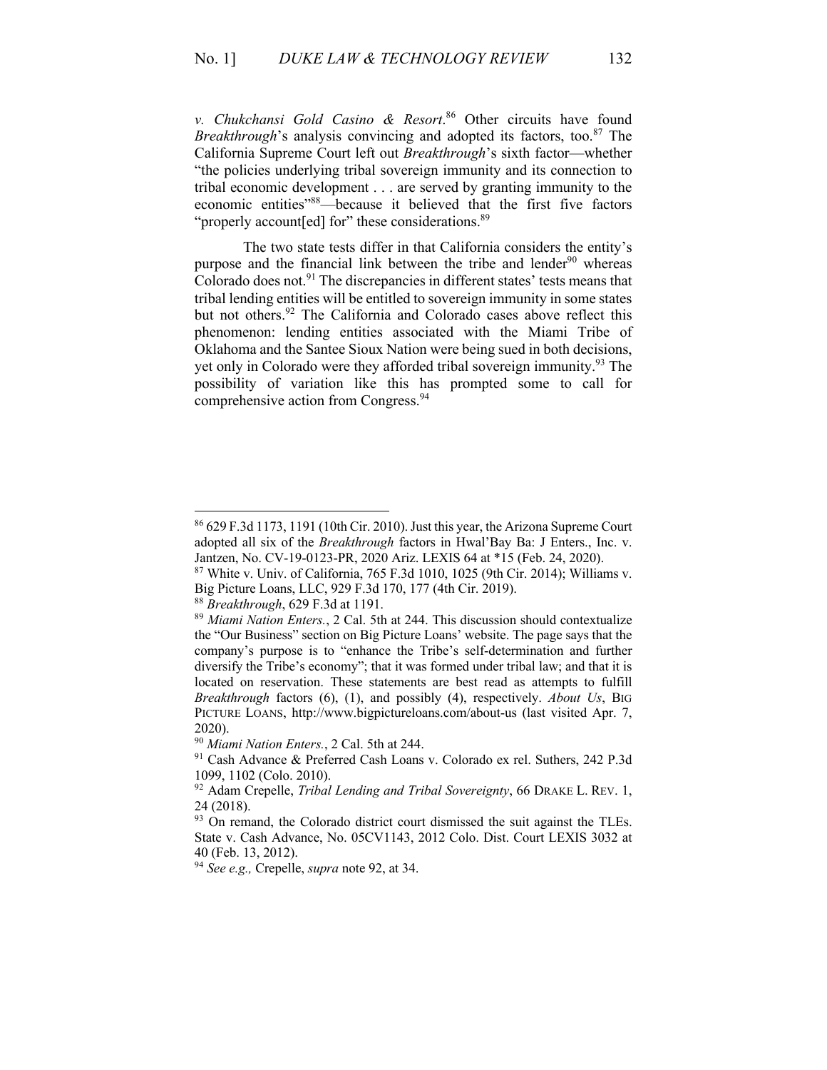*v. Chukchansi Gold Casino & Resort*.[86] Other circuits have found *Breakthrough*'s analysis convincing and adopted its factors, too.[87] The California Supreme Court left out *Breakthrough*'s sixth factor—whether "the policies underlying tribal sovereign immunity and its connection to tribal economic development . . . are served by granting immunity to the economic entities"[88]—because it believed that the first five factors "properly account[ed] for" these considerations.[89]

The two state tests differ in that California considers the entity's purpose and the financial link between the tribe and lender[90] whereas Colorado does not.[91] The discrepancies in different states' tests means that tribal lending entities will be entitled to sovereign immunity in some states but not others.[92] The California and Colorado cases above reflect this phenomenon: lending entities associated with the Miami Tribe of Oklahoma and the Santee Sioux Nation were being sued in both decisions, yet only in Colorado were they afforded tribal sovereign immunity.[93] The possibility of variation like this has prompted some to call for comprehensive action from Congress.[94]

---

[86] 629 F.3d 1173, 1191 (10th Cir. 2010). Just this year, the Arizona Supreme Court adopted all six of the *Breakthrough* factors in Hwal'Bay Ba: J Enters., Inc. v. Jantzen, No. CV-19-0123-PR, 2020 Ariz. LEXIS 64 at *15 (Feb. 24, 2020).

[87] White v. Univ. of California, 765 F.3d 1010, 1025 (9th Cir. 2014); Williams v. Big Picture Loans, LLC, 929 F.3d 170, 177 (4th Cir. 2019).

[88] *Breakthrough*, 629 F.3d at 1191.

[89] *Miami Nation Enters.*, 2 Cal. 5th at 244. This discussion should contextualize the "Our Business" section on Big Picture Loans' website. The page says that the company's purpose is to "enhance the Tribe's self-determination and further diversify the Tribe's economy"; that it was formed under tribal law; and that it is located on reservation. These statements are best read as attempts to fulfill *Breakthrough* factors (6), (1), and possibly (4), respectively. *About Us*, BIG PICTURE LOANS, http://www.bigpictureloans.com/about-us (last visited Apr. 7, 2020).

[90] *Miami Nation Enters.*, 2 Cal. 5th at 244.

[91] Cash Advance & Preferred Cash Loans v. Colorado ex rel. Suthers, 242 P.3d 1099, 1102 (Colo. 2010).

[92] Adam Crepelle, *Tribal Lending and Tribal Sovereignty*, 66 DRAKE L. REV. 1, 24 (2018).

[93] On remand, the Colorado district court dismissed the suit against the TLEs. State v. Cash Advance, No. 05CV1143, 2012 Colo. Dist. Court LEXIS 3032 at 40 (Feb. 13, 2012).

[94] *See e.g.,* Crepelle, *supra* note 92, at 34.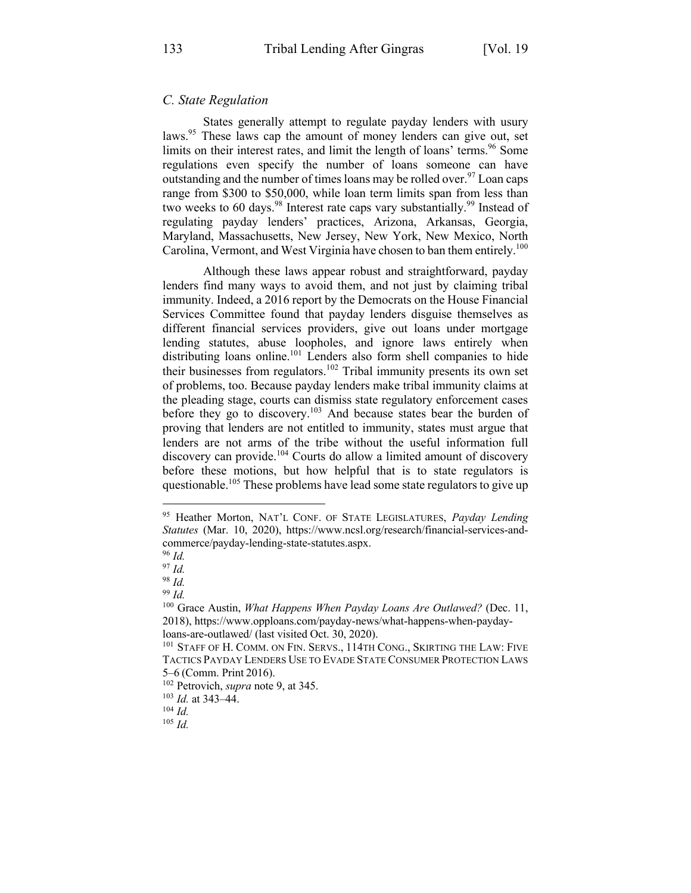### *C. State Regulation*

States generally attempt to regulate payday lenders with usury laws.[95] These laws cap the amount of money lenders can give out, set limits on their interest rates, and limit the length of loans' terms.[96] Some regulations even specify the number of loans someone can have outstanding and the number of times loans may be rolled over.[97] Loan caps range from $300 to $50,000, while loan term limits span from less than two weeks to 60 days.[98] Interest rate caps vary substantially.[99] Instead of regulating payday lenders' practices, Arizona, Arkansas, Georgia, Maryland, Massachusetts, New Jersey, New York, New Mexico, North Carolina, Vermont, and West Virginia have chosen to ban them entirely.[100]

Although these laws appear robust and straightforward, payday lenders find many ways to avoid them, and not just by claiming tribal immunity. Indeed, a 2016 report by the Democrats on the House Financial Services Committee found that payday lenders disguise themselves as different financial services providers, give out loans under mortgage lending statutes, abuse loopholes, and ignore laws entirely when distributing loans online.[101] Lenders also form shell companies to hide their businesses from regulators.[102] Tribal immunity presents its own set of problems, too. Because payday lenders make tribal immunity claims at the pleading stage, courts can dismiss state regulatory enforcement cases before they go to discovery.[103] And because states bear the burden of proving that lenders are not entitled to immunity, states must argue that lenders are not arms of the tribe without the useful information full discovery can provide.[104] Courts do allow a limited amount of discovery before these motions, but how helpful that is to state regulators is questionable.[105] These problems have lead some state regulators to give up

---

[95] Heather Morton, NAT'L CONF. OF STATE LEGISLATURES, *Payday Lending Statutes* (Mar. 10, 2020), https://www.ncsl.org/research/financial-services-and-commerce/payday-lending-state-statutes.aspx.

[96] *Id.*

[97] *Id.*

[98] *Id.*

[99] *Id.*

[100] Grace Austin, *What Happens When Payday Loans Are Outlawed?* (Dec. 11, 2018), https://www.opploans.com/payday-news/what-happens-when-payday-loans-are-outlawed/ (last visited Oct. 30, 2020).

[101] STAFF OF H. COMM. ON FIN. SERVS., 114TH CONG., SKIRTING THE LAW: FIVE TACTICS PAYDAY LENDERS USE TO EVADE STATE CONSUMER PROTECTION LAWS 5–6 (Comm. Print 2016).

[102] Petrovich, *supra* note 9, at 345.

[103] *Id.* at 343–44.

[104] *Id.*

[105] *Id.*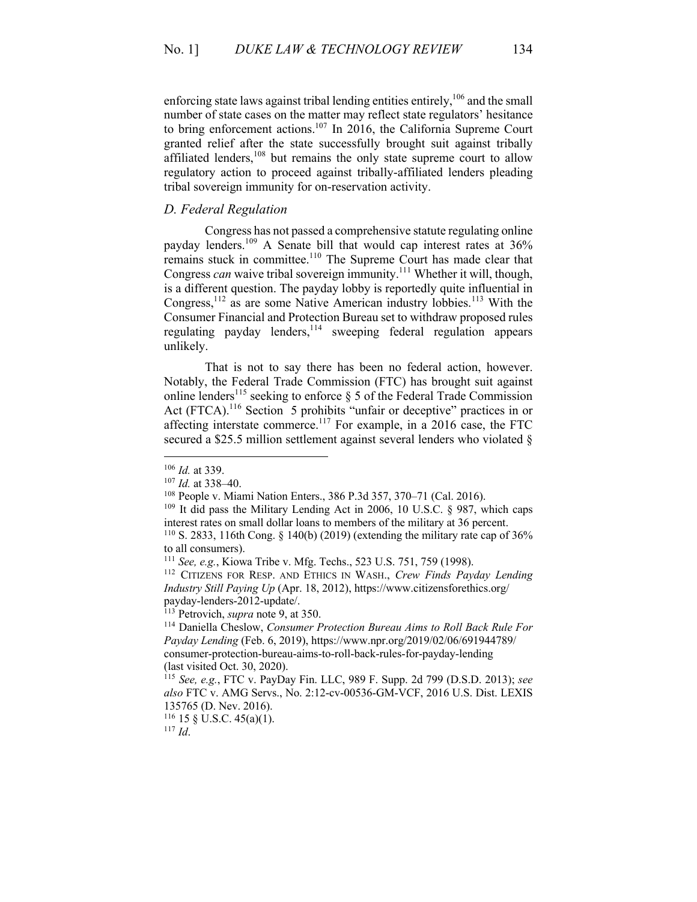enforcing state laws against tribal lending entities entirely,[106] and the small number of state cases on the matter may reflect state regulators' hesitance to bring enforcement actions.[107] In 2016, the California Supreme Court granted relief after the state successfully brought suit against tribally affiliated lenders,[108] but remains the only state supreme court to allow regulatory action to proceed against tribally-affiliated lenders pleading tribal sovereign immunity for on-reservation activity.

### *D. Federal Regulation*

Congress has not passed a comprehensive statute regulating online payday lenders.[109] A Senate bill that would cap interest rates at 36% remains stuck in committee.[110] The Supreme Court has made clear that Congress *can* waive tribal sovereign immunity.[111] Whether it will, though, is a different question. The payday lobby is reportedly quite influential in Congress,[112] as are some Native American industry lobbies.[113] With the Consumer Financial and Protection Bureau set to withdraw proposed rules regulating payday lenders,[114] sweeping federal regulation appears unlikely.

That is not to say there has been no federal action, however. Notably, the Federal Trade Commission (FTC) has brought suit against online lenders[115] seeking to enforce § 5 of the Federal Trade Commission Act (FTCA).[116] Section 5 prohibits "unfair or deceptive" practices in or affecting interstate commerce.[117] For example, in a 2016 case, the FTC secured a $25.5 million settlement against several lenders who violated §

---

[106] *Id.* at 339.

[107] *Id.* at 338–40.

[108] People v. Miami Nation Enters., 386 P.3d 357, 370–71 (Cal. 2016).

[109] It did pass the Military Lending Act in 2006, 10 U.S.C. § 987, which caps interest rates on small dollar loans to members of the military at 36 percent.

[110] S. 2833, 116th Cong. § 140(b) (2019) (extending the military rate cap of 36% to all consumers).

[111] *See, e.g.*, Kiowa Tribe v. Mfg. Techs., 523 U.S. 751, 759 (1998).

[112] CITIZENS FOR RESP. AND ETHICS IN WASH., *Crew Finds Payday Lending Industry Still Paying Up* (Apr. 18, 2012), https://www.citizensforethics.org/payday-lenders-2012-update/.

[113] Petrovich, *supra* note 9, at 350.

[114] Daniella Cheslow, *Consumer Protection Bureau Aims to Roll Back Rule For Payday Lending* (Feb. 6, 2019), https://www.npr.org/2019/02/06/691944789/consumer-protection-bureau-aims-to-roll-back-rules-for-payday-lending (last visited Oct. 30, 2020).

[115] *See, e.g.*, FTC v. PayDay Fin. LLC, 989 F. Supp. 2d 799 (D.S.D. 2013); *see also* FTC v. AMG Servs., No. 2:12-cv-00536-GM-VCF, 2016 U.S. Dist. LEXIS 135765 (D. Nev. 2016).

[116] 15 § U.S.C. 45(a)(1).

[117] *Id*.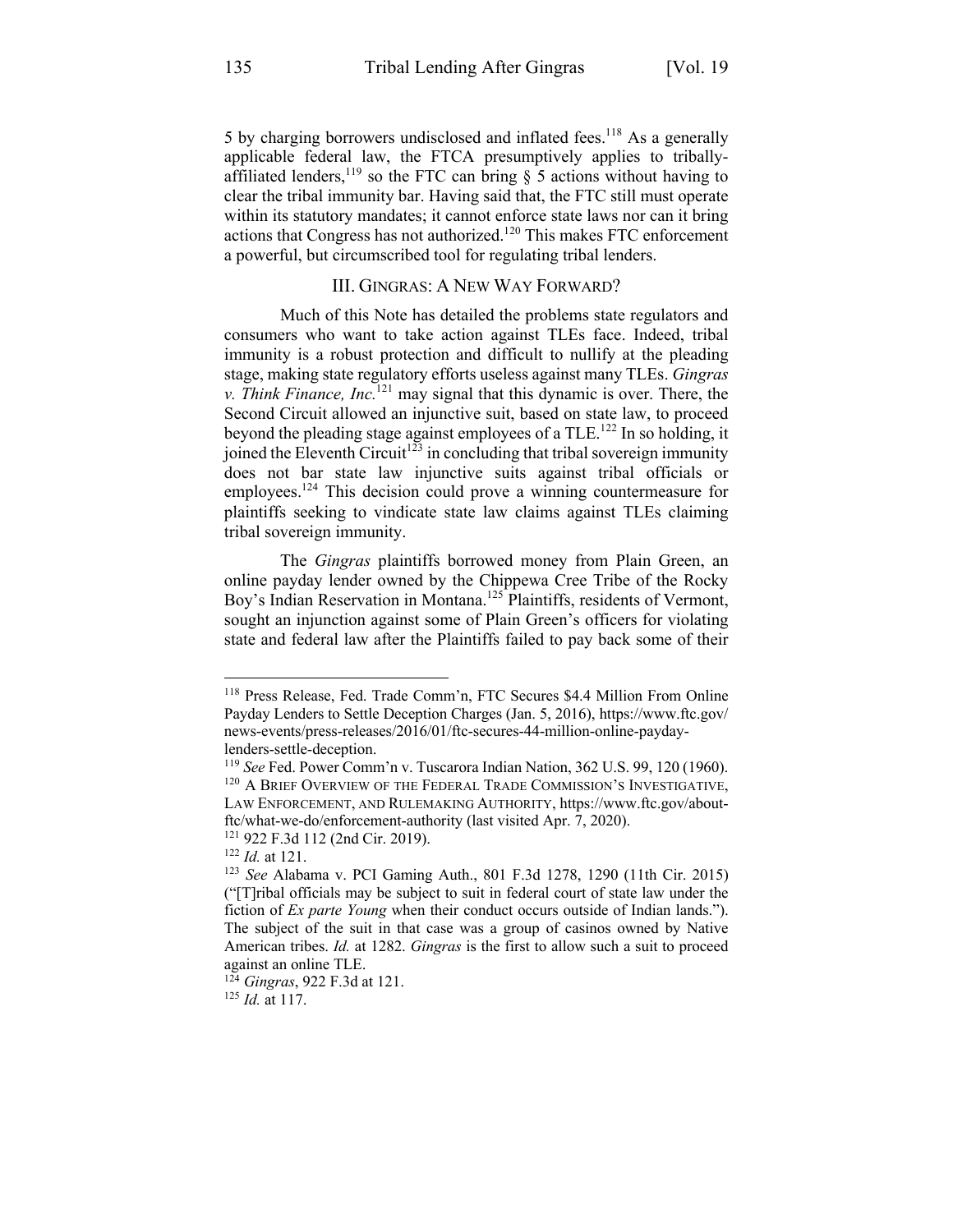5 by charging borrowers undisclosed and inflated fees.[118] As a generally applicable federal law, the FTCA presumptively applies to tribally-affiliated lenders,[119] so the FTC can bring § 5 actions without having to clear the tribal immunity bar. Having said that, the FTC still must operate within its statutory mandates; it cannot enforce state laws nor can it bring actions that Congress has not authorized.[120] This makes FTC enforcement a powerful, but circumscribed tool for regulating tribal lenders.

## III. GINGRAS: A NEW WAY FORWARD?

Much of this Note has detailed the problems state regulators and consumers who want to take action against TLEs face. Indeed, tribal immunity is a robust protection and difficult to nullify at the pleading stage, making state regulatory efforts useless against many TLEs. *Gingras v. Think Finance, Inc.*[121] may signal that this dynamic is over. There, the Second Circuit allowed an injunctive suit, based on state law, to proceed beyond the pleading stage against employees of a TLE.[122] In so holding, it joined the Eleventh Circuit[123] in concluding that tribal sovereign immunity does not bar state law injunctive suits against tribal officials or employees.[124] This decision could prove a winning countermeasure for plaintiffs seeking to vindicate state law claims against TLEs claiming tribal sovereign immunity.

The *Gingras* plaintiffs borrowed money from Plain Green, an online payday lender owned by the Chippewa Cree Tribe of the Rocky Boy's Indian Reservation in Montana.[125] Plaintiffs, residents of Vermont, sought an injunction against some of Plain Green's officers for violating state and federal law after the Plaintiffs failed to pay back some of their

---

[118] Press Release, Fed. Trade Comm'n, FTC Secures $4.4 Million From Online Payday Lenders to Settle Deception Charges (Jan. 5, 2016), https://www.ftc.gov/news-events/press-releases/2016/01/ftc-secures-44-million-online-payday-lenders-settle-deception.

[119] *See* Fed. Power Comm'n v. Tuscarora Indian Nation, 362 U.S. 99, 120 (1960).

[120] A BRIEF OVERVIEW OF THE FEDERAL TRADE COMMISSION'S INVESTIGATIVE, LAW ENFORCEMENT, AND RULEMAKING AUTHORITY, https://www.ftc.gov/about-ftc/what-we-do/enforcement-authority (last visited Apr. 7, 2020).

[121] 922 F.3d 112 (2nd Cir. 2019).

[122] *Id.* at 121.

[123] *See* Alabama v. PCI Gaming Auth., 801 F.3d 1278, 1290 (11th Cir. 2015) ("[T]ribal officials may be subject to suit in federal court of state law under the fiction of *Ex parte Young* when their conduct occurs outside of Indian lands."). The subject of the suit in that case was a group of casinos owned by Native American tribes. *Id.* at 1282. *Gingras* is the first to allow such a suit to proceed against an online TLE.

[124] *Gingras*, 922 F.3d at 121.

[125] *Id.* at 117.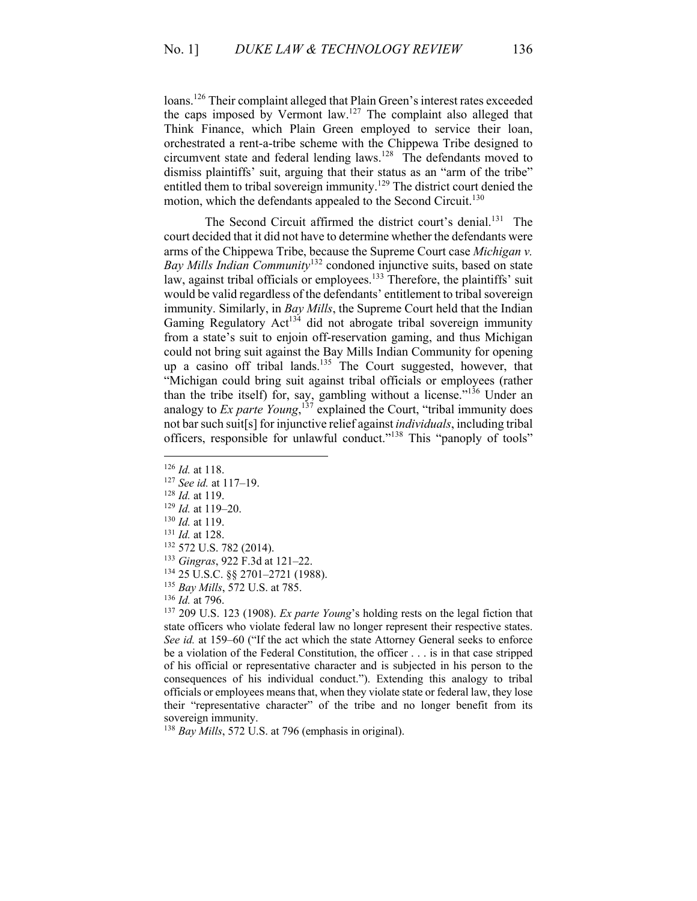loans.[126] Their complaint alleged that Plain Green's interest rates exceeded the caps imposed by Vermont law.[127] The complaint also alleged that Think Finance, which Plain Green employed to service their loan, orchestrated a rent-a-tribe scheme with the Chippewa Tribe designed to circumvent state and federal lending laws.[128] The defendants moved to dismiss plaintiffs' suit, arguing that their status as an "arm of the tribe" entitled them to tribal sovereign immunity.[129] The district court denied the motion, which the defendants appealed to the Second Circuit.[130]

The Second Circuit affirmed the district court's denial.[131] The court decided that it did not have to determine whether the defendants were arms of the Chippewa Tribe, because the Supreme Court case *Michigan v. Bay Mills Indian Community*[132] condoned injunctive suits, based on state law, against tribal officials or employees.[133] Therefore, the plaintiffs' suit would be valid regardless of the defendants' entitlement to tribal sovereign immunity. Similarly, in *Bay Mills*, the Supreme Court held that the Indian Gaming Regulatory Act[134] did not abrogate tribal sovereign immunity from a state's suit to enjoin off-reservation gaming, and thus Michigan could not bring suit against the Bay Mills Indian Community for opening up a casino off tribal lands.[135] The Court suggested, however, that "Michigan could bring suit against tribal officials or employees (rather than the tribe itself) for, say, gambling without a license."[136] Under an analogy to *Ex parte Young*,[137] explained the Court, "tribal immunity does not bar such suit[s] for injunctive relief against *individuals*, including tribal officers, responsible for unlawful conduct."[138] This "panoply of tools"

---

[126] *Id.* at 118.

[127] *See id.* at 117–19.

[128] *Id.* at 119.

[129] *Id.* at 119–20.

[130] *Id.* at 119.

[131] *Id.* at 128.

[132] 572 U.S. 782 (2014).

[133] *Gingras*, 922 F.3d at 121–22.

[134] 25 U.S.C. §§ 2701–2721 (1988).

[135] *Bay Mills*, 572 U.S. at 785.

[136] *Id.* at 796.

[137] 209 U.S. 123 (1908). *Ex parte Young*'s holding rests on the legal fiction that state officers who violate federal law no longer represent their respective states. *See id.* at 159–60 ("If the act which the state Attorney General seeks to enforce be a violation of the Federal Constitution, the officer . . . is in that case stripped of his official or representative character and is subjected in his person to the consequences of his individual conduct."). Extending this analogy to tribal officials or employees means that, when they violate state or federal law, they lose their "representative character" of the tribe and no longer benefit from its sovereign immunity.

[138] *Bay Mills*, 572 U.S. at 796 (emphasis in original).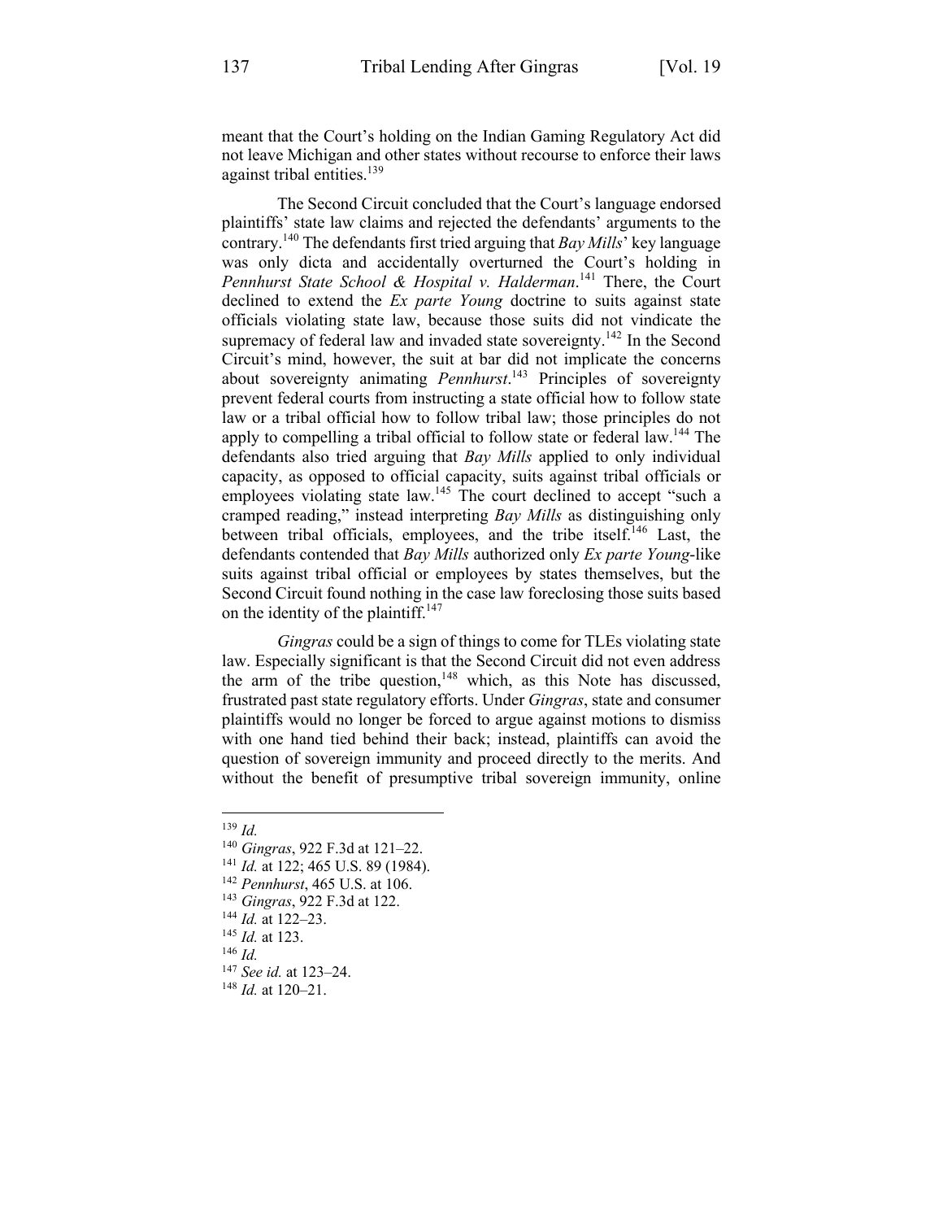meant that the Court's holding on the Indian Gaming Regulatory Act did not leave Michigan and other states without recourse to enforce their laws against tribal entities.[139]

The Second Circuit concluded that the Court's language endorsed plaintiffs' state law claims and rejected the defendants' arguments to the contrary.[140] The defendants first tried arguing that *Bay Mills*' key language was only dicta and accidentally overturned the Court's holding in *Pennhurst State School & Hospital v. Halderman*.[141] There, the Court declined to extend the *Ex parte Young* doctrine to suits against state officials violating state law, because those suits did not vindicate the supremacy of federal law and invaded state sovereignty.[142] In the Second Circuit's mind, however, the suit at bar did not implicate the concerns about sovereignty animating *Pennhurst*.[143] Principles of sovereignty prevent federal courts from instructing a state official how to follow state law or a tribal official how to follow tribal law; those principles do not apply to compelling a tribal official to follow state or federal law.[144] The defendants also tried arguing that *Bay Mills* applied to only individual capacity, as opposed to official capacity, suits against tribal officials or employees violating state law.[145] The court declined to accept "such a cramped reading," instead interpreting *Bay Mills* as distinguishing only between tribal officials, employees, and the tribe itself.[146] Last, the defendants contended that *Bay Mills* authorized only *Ex parte Young*-like suits against tribal official or employees by states themselves, but the Second Circuit found nothing in the case law foreclosing those suits based on the identity of the plaintiff.[147]

*Gingras* could be a sign of things to come for TLEs violating state law. Especially significant is that the Second Circuit did not even address the arm of the tribe question,[148] which, as this Note has discussed, frustrated past state regulatory efforts. Under *Gingras*, state and consumer plaintiffs would no longer be forced to argue against motions to dismiss with one hand tied behind their back; instead, plaintiffs can avoid the question of sovereign immunity and proceed directly to the merits. And without the benefit of presumptive tribal sovereign immunity, online

---

[139] *Id.*

[140] *Gingras*, 922 F.3d at 121–22.

[141] *Id.* at 122; 465 U.S. 89 (1984).

[142] *Pennhurst*, 465 U.S. at 106.

[143] *Gingras*, 922 F.3d at 122.

[144] *Id.* at 122–23.

[145] *Id.* at 123.

[146] *Id.*

[147] *See id.* at 123–24.

[148] *Id.* at 120–21.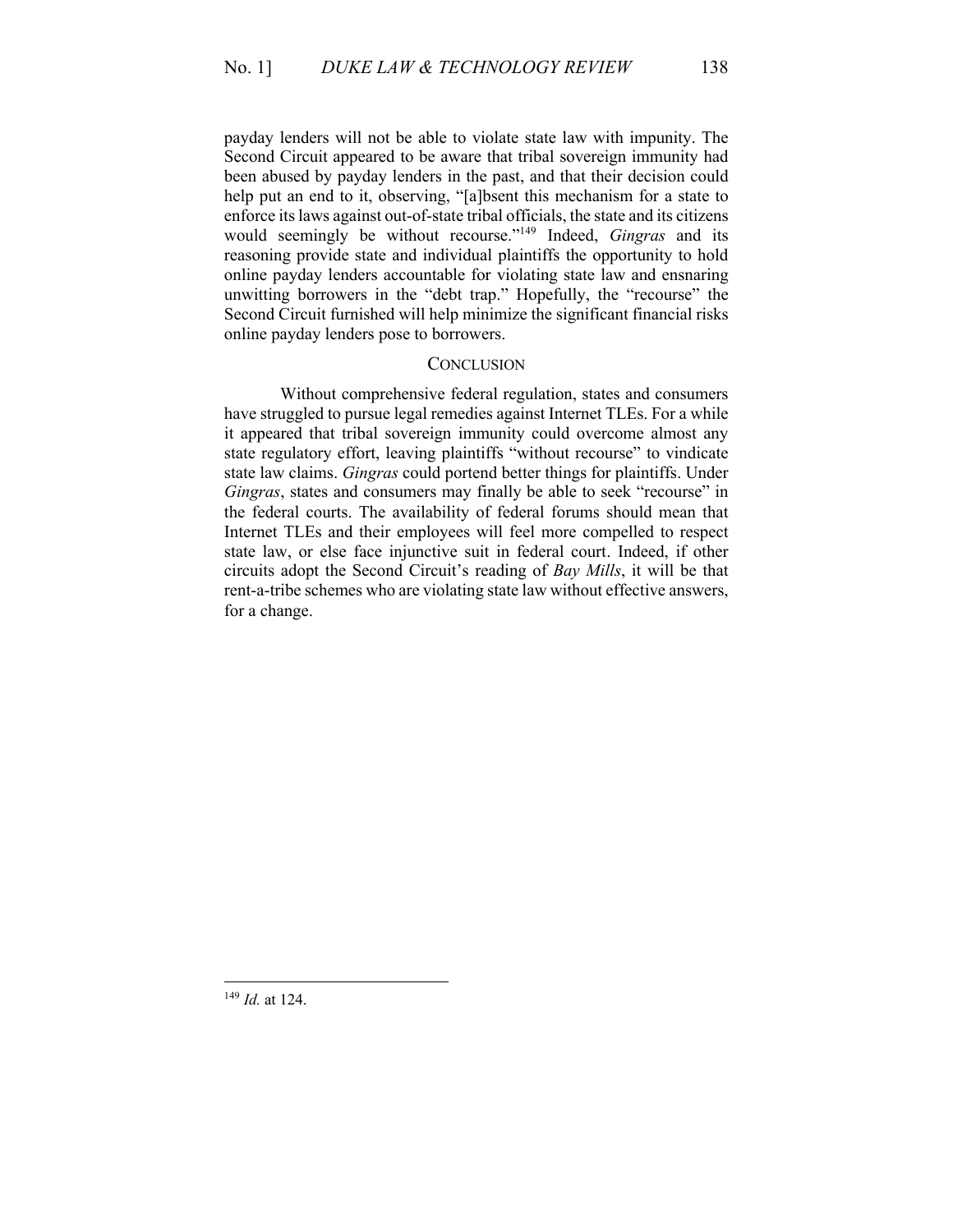payday lenders will not be able to violate state law with impunity. The Second Circuit appeared to be aware that tribal sovereign immunity had been abused by payday lenders in the past, and that their decision could help put an end to it, observing, "[a]bsent this mechanism for a state to enforce its laws against out-of-state tribal officials, the state and its citizens would seemingly be without recourse."[149] Indeed, *Gingras* and its reasoning provide state and individual plaintiffs the opportunity to hold online payday lenders accountable for violating state law and ensnaring unwitting borrowers in the "debt trap." Hopefully, the "recourse" the Second Circuit furnished will help minimize the significant financial risks online payday lenders pose to borrowers.

## CONCLUSION

Without comprehensive federal regulation, states and consumers have struggled to pursue legal remedies against Internet TLEs. For a while it appeared that tribal sovereign immunity could overcome almost any state regulatory effort, leaving plaintiffs "without recourse" to vindicate state law claims. *Gingras* could portend better things for plaintiffs. Under *Gingras*, states and consumers may finally be able to seek "recourse" in the federal courts. The availability of federal forums should mean that Internet TLEs and their employees will feel more compelled to respect state law, or else face injunctive suit in federal court. Indeed, if other circuits adopt the Second Circuit's reading of *Bay Mills*, it will be that rent-a-tribe schemes who are violating state law without effective answers, for a change.

---

[149] *Id.* at 124.